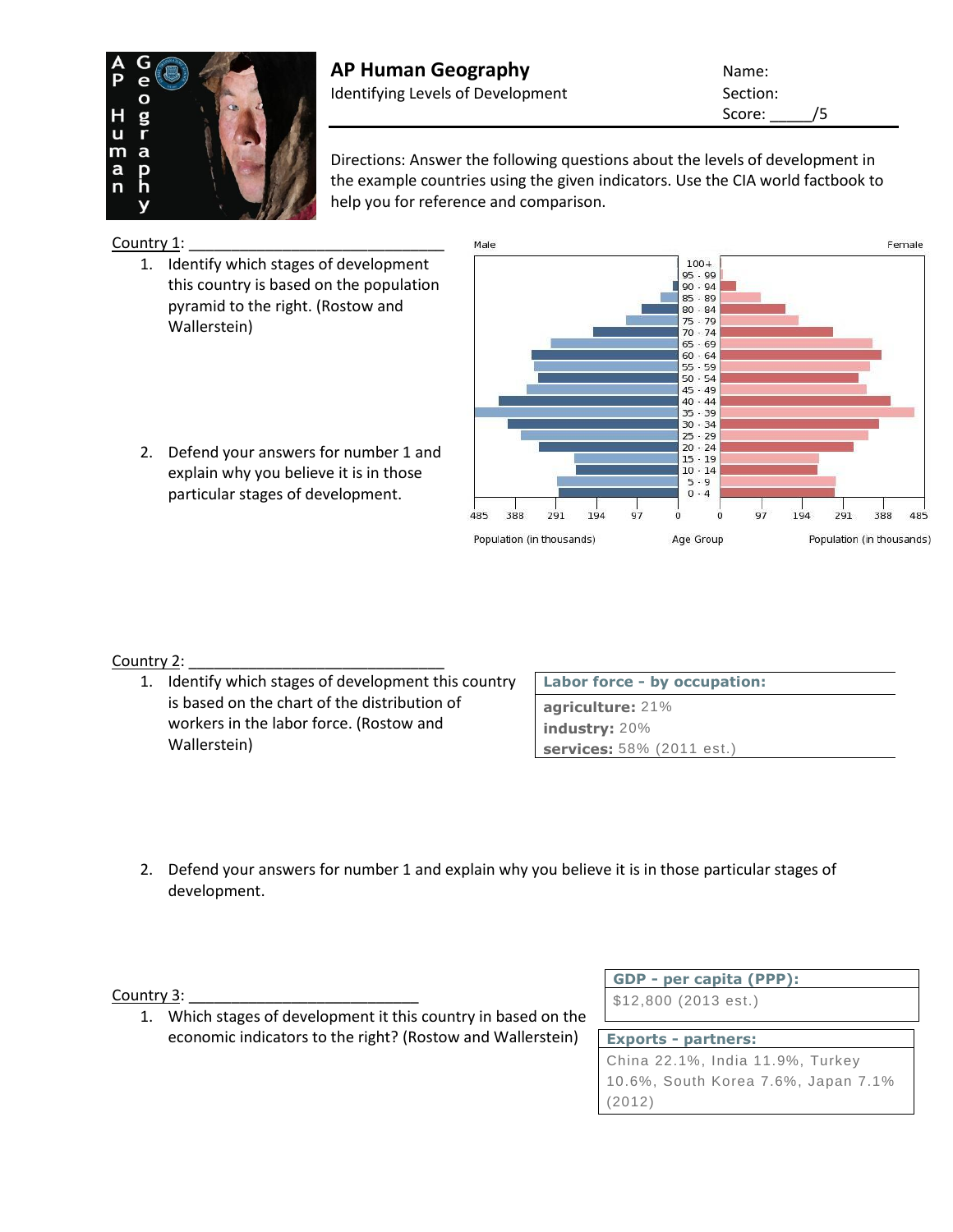# AP Human Geography

Identifying Levels of Development

Name:

Section:

Score: _____/5

Directions: Answer the following questions about the levels of development in the example countries using the given indicators. Use the CIA world factbook to help you for reference and comparison.

Country 1: ______________________________

1. Identify which stages of development this country is based on the population pyramid to the right. (Rostow and Wallerstein)

2. Defend your answers for number 1 and explain why you believe it is in those particular stages of development.

Male | Female

Age groups: 100+, 95 - 99, 90 - 94, 85 - 89, 80 - 84, 75 - 79, 70 - 74, 65 - 69, 60 - 64, 55 - 59, 50 - 54, 45 - 49, 40 - 44, 35 - 39, 30 - 34, 25 - 29, 20 - 24, 15 - 19, 10 - 14, 5 - 9, 0 - 4

485 388 291 194 97 0 | 0 97 194 291 388 485

Population (in thousands) | Age Group | Population (in thousands)

Country 2: ______________________________

1. Identify which stages of development this country is based on the chart of the distribution of workers in the labor force. (Rostow and Wallerstein)

| **Labor force - by occupation:** |
|---|
| **agriculture:** 21% |
| **industry:** 20% |
| **services:** 58% (2011 est.) |

2. Defend your answers for number 1 and explain why you believe it is in those particular stages of development.

Country 3: ___________________________

1. Which stages of development it this country in based on the economic indicators to the right? (Rostow and Wallerstein)

| **GDP - per capita (PPP):** |
|---|
| $12,800 (2013 est.) |

| **Exports - partners:** |
|---|
| China 22.1%, India 11.9%, Turkey 10.6%, South Korea 7.6%, Japan 7.1% (2012) |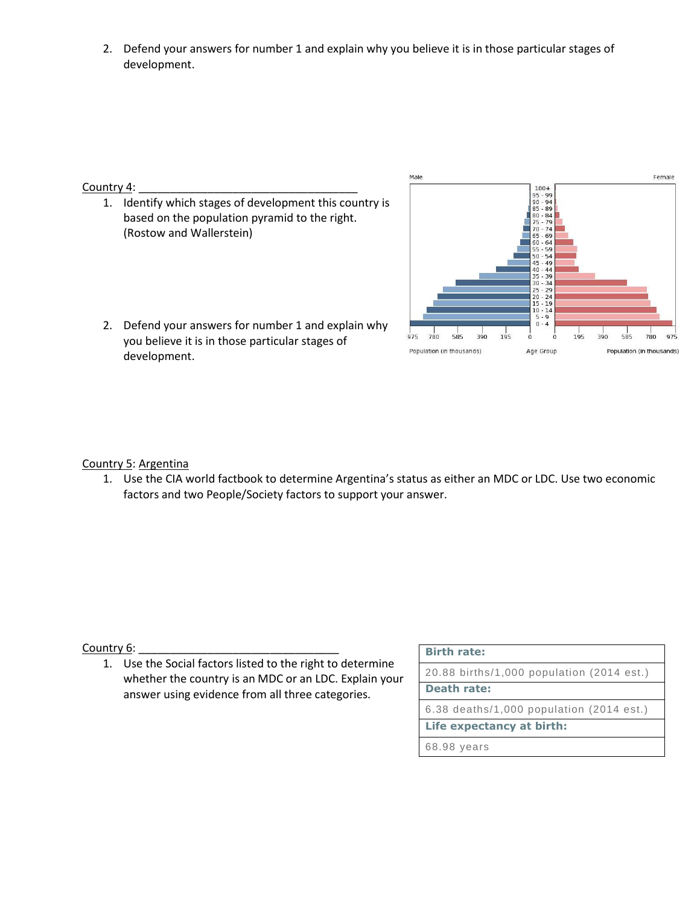2. Defend your answers for number 1 and explain why you believe it is in those particular stages of development.

Country 4: ___________________________________

1. Identify which stages of development this country is based on the population pyramid to the right. (Rostow and Wallerstein)

2. Defend your answers for number 1 and explain why you believe it is in those particular stages of development.

Country 5: Argentina

1. Use the CIA world factbook to determine Argentina's status as either an MDC or LDC. Use two economic factors and two People/Society factors to support your answer.

Country 6: ________________________________

1. Use the Social factors listed to the right to determine whether the country is an MDC or an LDC. Explain your answer using evidence from all three categories.

| **Birth rate:** |
|---|
| 20.88 births/1,000 population (2014 est.) |
| **Death rate:** |
| 6.38 deaths/1,000 population (2014 est.) |
| **Life expectancy at birth:** |
| 68.98 years |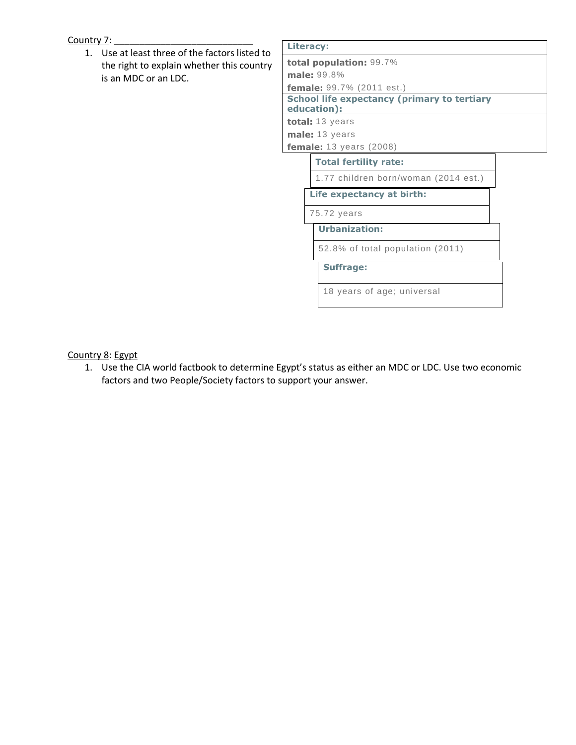Country 7: ___________________________

1. Use at least three of the factors listed to the right to explain whether this country is an MDC or an LDC.

**Literacy:**

**total population:** 99.7%
**male:** 99.8%
**female:** 99.7% (2011 est.)

**School life expectancy (primary to tertiary education):**

**total:** 13 years
**male:** 13 years
**female:** 13 years (2008)

**Total fertility rate:**

1.77 children born/woman (2014 est.)

**Life expectancy at birth:**

75.72 years

**Urbanization:**

52.8% of total population (2011)

**Suffrage:**

18 years of age; universal

Country 8: Egypt

1. Use the CIA world factbook to determine Egypt's status as either an MDC or LDC. Use two economic factors and two People/Society factors to support your answer.